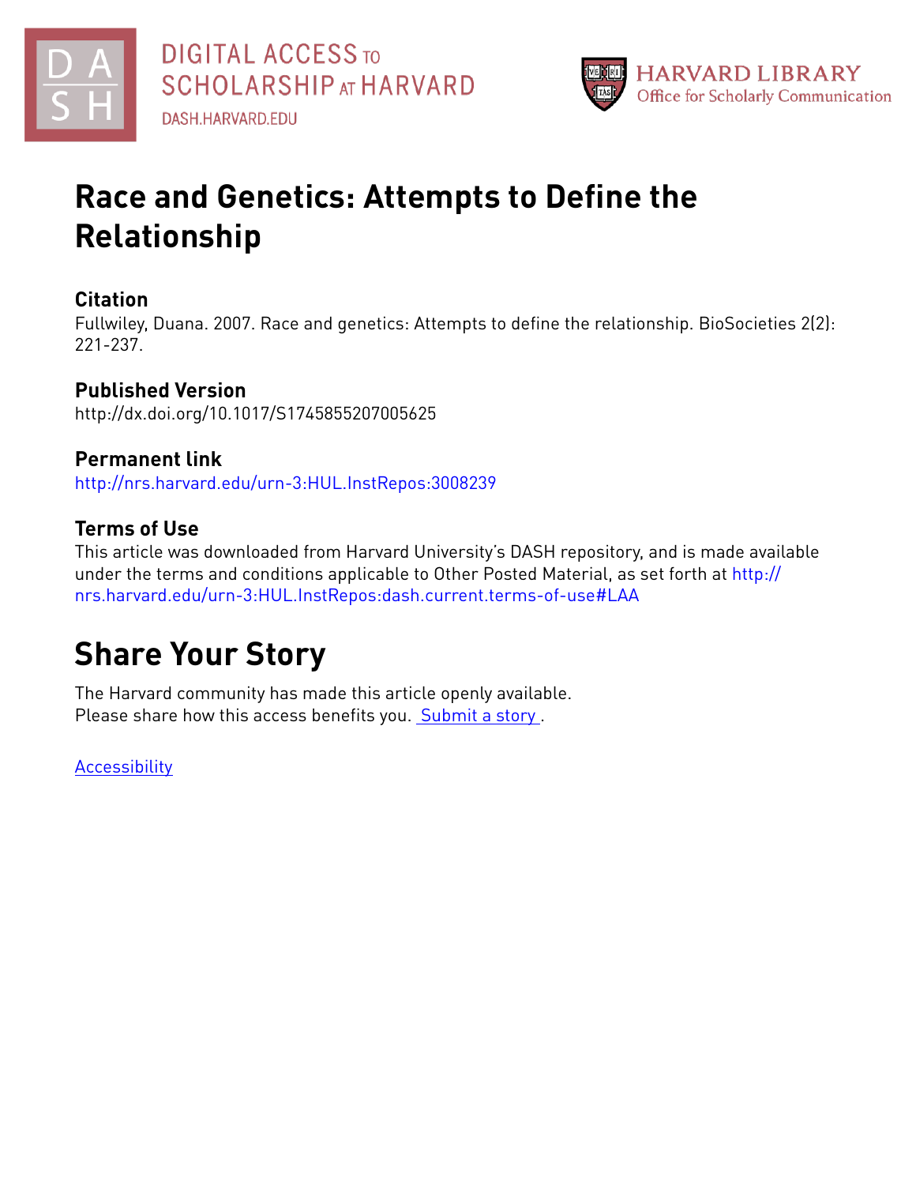DIGITAL ACCESS TO SCHOLARSHIP AT HARVARD

DASH.HARVARD.EDU

HARVARD LIBRARY
Office for Scholarly Communication

# Race and Genetics: Attempts to Define the Relationship

## Citation

Fullwiley, Duana. 2007. Race and genetics: Attempts to define the relationship. BioSocieties 2(2): 221-237.

## Published Version

http://dx.doi.org/10.1017/S1745855207005625

## Permanent link

http://nrs.harvard.edu/urn-3:HUL.InstRepos:3008239

## Terms of Use

This article was downloaded from Harvard University's DASH repository, and is made available under the terms and conditions applicable to Other Posted Material, as set forth at http://nrs.harvard.edu/urn-3:HUL.InstRepos:dash.current.terms-of-use#LAA

# Share Your Story

The Harvard community has made this article openly available.
Please share how this access benefits you. Submit a story .

Accessibility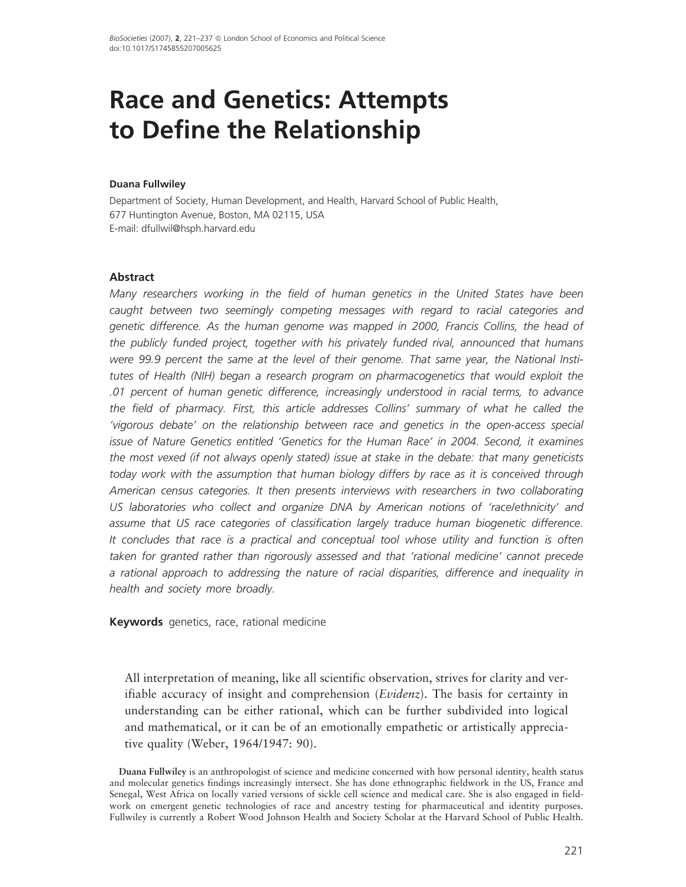# Race and Genetics: Attempts to Define the Relationship

**Duana Fullwiley**

Department of Society, Human Development, and Health, Harvard School of Public Health, 677 Huntington Avenue, Boston, MA 02115, USA
E-mail: dfullwil@hsph.harvard.edu

### Abstract

*Many researchers working in the field of human genetics in the United States have been caught between two seemingly competing messages with regard to racial categories and genetic difference. As the human genome was mapped in 2000, Francis Collins, the head of the publicly funded project, together with his privately funded rival, announced that humans were 99.9 percent the same at the level of their genome. That same year, the National Institutes of Health (NIH) began a research program on pharmacogenetics that would exploit the .01 percent of human genetic difference, increasingly understood in racial terms, to advance the field of pharmacy. First, this article addresses Collins' summary of what he called the 'vigorous debate' on the relationship between race and genetics in the open-access special issue of Nature Genetics entitled 'Genetics for the Human Race' in 2004. Second, it examines the most vexed (if not always openly stated) issue at stake in the debate: that many geneticists today work with the assumption that human biology differs by race as it is conceived through American census categories. It then presents interviews with researchers in two collaborating US laboratories who collect and organize DNA by American notions of 'race/ethnicity' and assume that US race categories of classification largely traduce human biogenetic difference. It concludes that race is a practical and conceptual tool whose utility and function is often taken for granted rather than rigorously assessed and that 'rational medicine' cannot precede a rational approach to addressing the nature of racial disparities, difference and inequality in health and society more broadly.*

**Keywords** genetics, race, rational medicine

> All interpretation of meaning, like all scientific observation, strives for clarity and verifiable accuracy of insight and comprehension (*Evidenz*). The basis for certainty in understanding can be either rational, which can be further subdivided into logical and mathematical, or it can be of an emotionally empathetic or artistically appreciative quality (Weber, 1964/1947: 90).

**Duana Fullwiley** is an anthropologist of science and medicine concerned with how personal identity, health status and molecular genetics findings increasingly intersect. She has done ethnographic fieldwork in the US, France and Senegal, West Africa on locally varied versions of sickle cell science and medical care. She is also engaged in fieldwork on emergent genetic technologies of race and ancestry testing for pharmaceutical and identity purposes. Fullwiley is currently a Robert Wood Johnson Health and Society Scholar at the Harvard School of Public Health.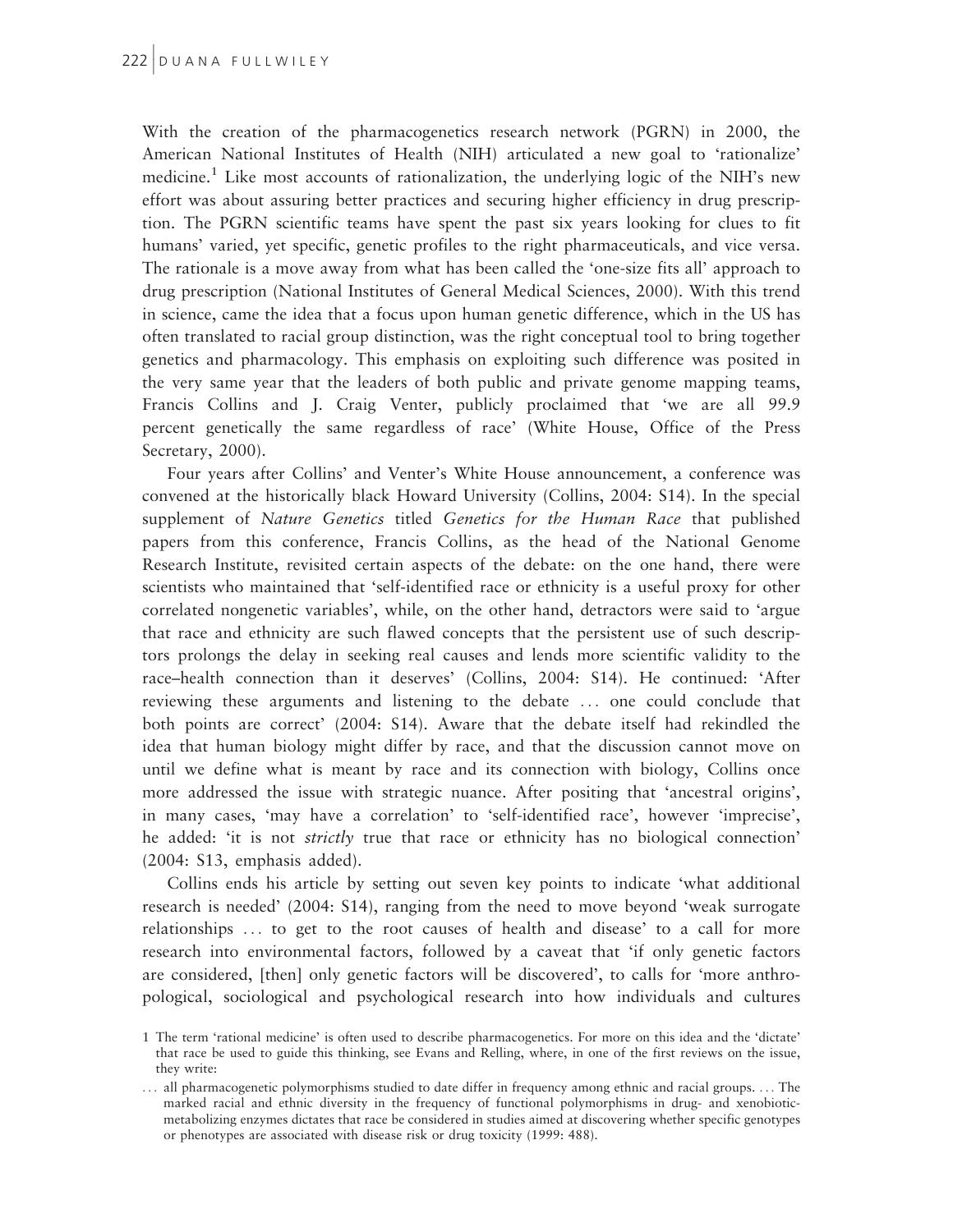With the creation of the pharmacogenetics research network (PGRN) in 2000, the American National Institutes of Health (NIH) articulated a new goal to 'rationalize' medicine.[1] Like most accounts of rationalization, the underlying logic of the NIH's new effort was about assuring better practices and securing higher efficiency in drug prescription. The PGRN scientific teams have spent the past six years looking for clues to fit humans' varied, yet specific, genetic profiles to the right pharmaceuticals, and vice versa. The rationale is a move away from what has been called the 'one-size fits all' approach to drug prescription (National Institutes of General Medical Sciences, 2000). With this trend in science, came the idea that a focus upon human genetic difference, which in the US has often translated to racial group distinction, was the right conceptual tool to bring together genetics and pharmacology. This emphasis on exploiting such difference was posited in the very same year that the leaders of both public and private genome mapping teams, Francis Collins and J. Craig Venter, publicly proclaimed that 'we are all 99.9 percent genetically the same regardless of race' (White House, Office of the Press Secretary, 2000).

Four years after Collins' and Venter's White House announcement, a conference was convened at the historically black Howard University (Collins, 2004: S14). In the special supplement of *Nature Genetics* titled *Genetics for the Human Race* that published papers from this conference, Francis Collins, as the head of the National Genome Research Institute, revisited certain aspects of the debate: on the one hand, there were scientists who maintained that 'self-identified race or ethnicity is a useful proxy for other correlated nongenetic variables', while, on the other hand, detractors were said to 'argue that race and ethnicity are such flawed concepts that the persistent use of such descriptors prolongs the delay in seeking real causes and lends more scientific validity to the race–health connection than it deserves' (Collins, 2004: S14). He continued: 'After reviewing these arguments and listening to the debate … one could conclude that both points are correct' (2004: S14). Aware that the debate itself had rekindled the idea that human biology might differ by race, and that the discussion cannot move on until we define what is meant by race and its connection with biology, Collins once more addressed the issue with strategic nuance. After positing that 'ancestral origins', in many cases, 'may have a correlation' to 'self-identified race', however 'imprecise', he added: 'it is not *strictly* true that race or ethnicity has no biological connection' (2004: S13, emphasis added).

Collins ends his article by setting out seven key points to indicate 'what additional research is needed' (2004: S14), ranging from the need to move beyond 'weak surrogate relationships … to get to the root causes of health and disease' to a call for more research into environmental factors, followed by a caveat that 'if only genetic factors are considered, [then] only genetic factors will be discovered', to calls for 'more anthropological, sociological and psychological research into how individuals and cultures

1 The term 'rational medicine' is often used to describe pharmacogenetics. For more on this idea and the 'dictate' that race be used to guide this thinking, see Evans and Relling, where, in one of the first reviews on the issue, they write:

… all pharmacogenetic polymorphisms studied to date differ in frequency among ethnic and racial groups. … The marked racial and ethnic diversity in the frequency of functional polymorphisms in drug- and xenobiotic-metabolizing enzymes dictates that race be considered in studies aimed at discovering whether specific genotypes or phenotypes are associated with disease risk or drug toxicity (1999: 488).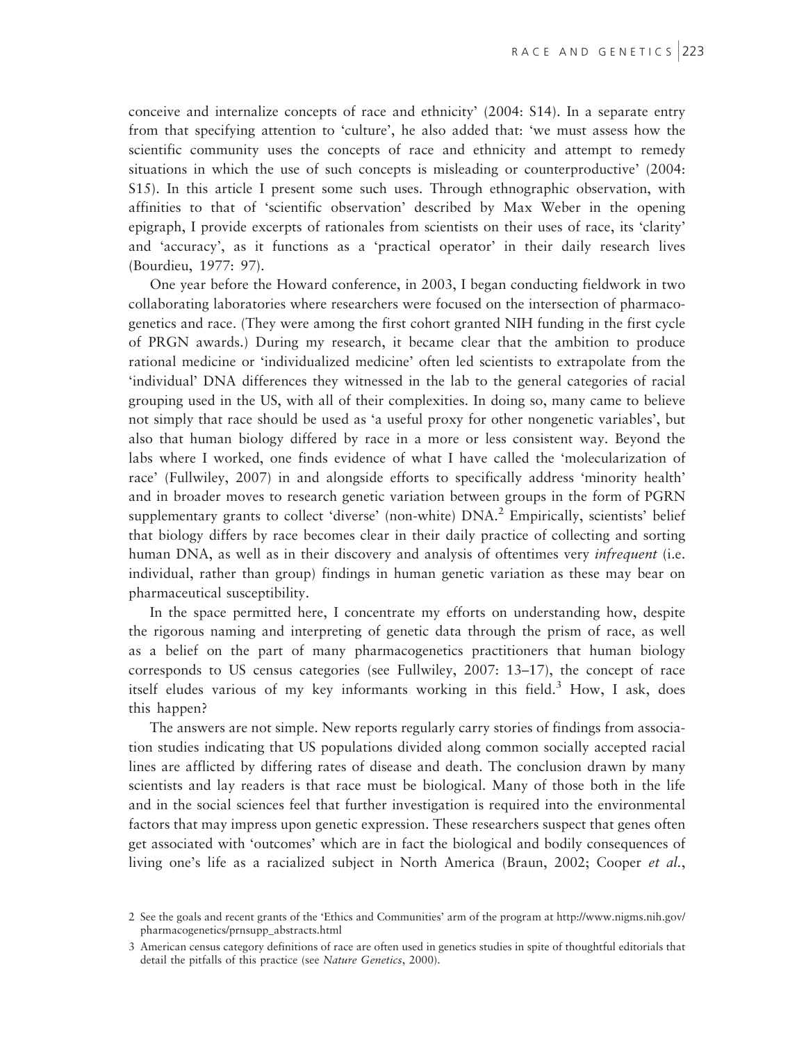conceive and internalize concepts of race and ethnicity' (2004: S14). In a separate entry from that specifying attention to 'culture', he also added that: 'we must assess how the scientific community uses the concepts of race and ethnicity and attempt to remedy situations in which the use of such concepts is misleading or counterproductive' (2004: S15). In this article I present some such uses. Through ethnographic observation, with affinities to that of 'scientific observation' described by Max Weber in the opening epigraph, I provide excerpts of rationales from scientists on their uses of race, its 'clarity' and 'accuracy', as it functions as a 'practical operator' in their daily research lives (Bourdieu, 1977: 97).

One year before the Howard conference, in 2003, I began conducting fieldwork in two collaborating laboratories where researchers were focused on the intersection of pharmacogenetics and race. (They were among the first cohort granted NIH funding in the first cycle of PRGN awards.) During my research, it became clear that the ambition to produce rational medicine or 'individualized medicine' often led scientists to extrapolate from the 'individual' DNA differences they witnessed in the lab to the general categories of racial grouping used in the US, with all of their complexities. In doing so, many came to believe not simply that race should be used as 'a useful proxy for other nongenetic variables', but also that human biology differed by race in a more or less consistent way. Beyond the labs where I worked, one finds evidence of what I have called the 'molecularization of race' (Fullwiley, 2007) in and alongside efforts to specifically address 'minority health' and in broader moves to research genetic variation between groups in the form of PGRN supplementary grants to collect 'diverse' (non-white) DNA.[2] Empirically, scientists' belief that biology differs by race becomes clear in their daily practice of collecting and sorting human DNA, as well as in their discovery and analysis of oftentimes very *infrequent* (i.e. individual, rather than group) findings in human genetic variation as these may bear on pharmaceutical susceptibility.

In the space permitted here, I concentrate my efforts on understanding how, despite the rigorous naming and interpreting of genetic data through the prism of race, as well as a belief on the part of many pharmacogenetics practitioners that human biology corresponds to US census categories (see Fullwiley, 2007: 13–17), the concept of race itself eludes various of my key informants working in this field.[3] How, I ask, does this happen?

The answers are not simple. New reports regularly carry stories of findings from association studies indicating that US populations divided along common socially accepted racial lines are afflicted by differing rates of disease and death. The conclusion drawn by many scientists and lay readers is that race must be biological. Many of those both in the life and in the social sciences feel that further investigation is required into the environmental factors that may impress upon genetic expression. These researchers suspect that genes often get associated with 'outcomes' which are in fact the biological and bodily consequences of living one's life as a racialized subject in North America (Braun, 2002; Cooper *et al.*,

2 See the goals and recent grants of the 'Ethics and Communities' arm of the program at http://www.nigms.nih.gov/pharmacogenetics/prnsupp_abstracts.html

3 American census category definitions of race are often used in genetics studies in spite of thoughtful editorials that detail the pitfalls of this practice (see *Nature Genetics*, 2000).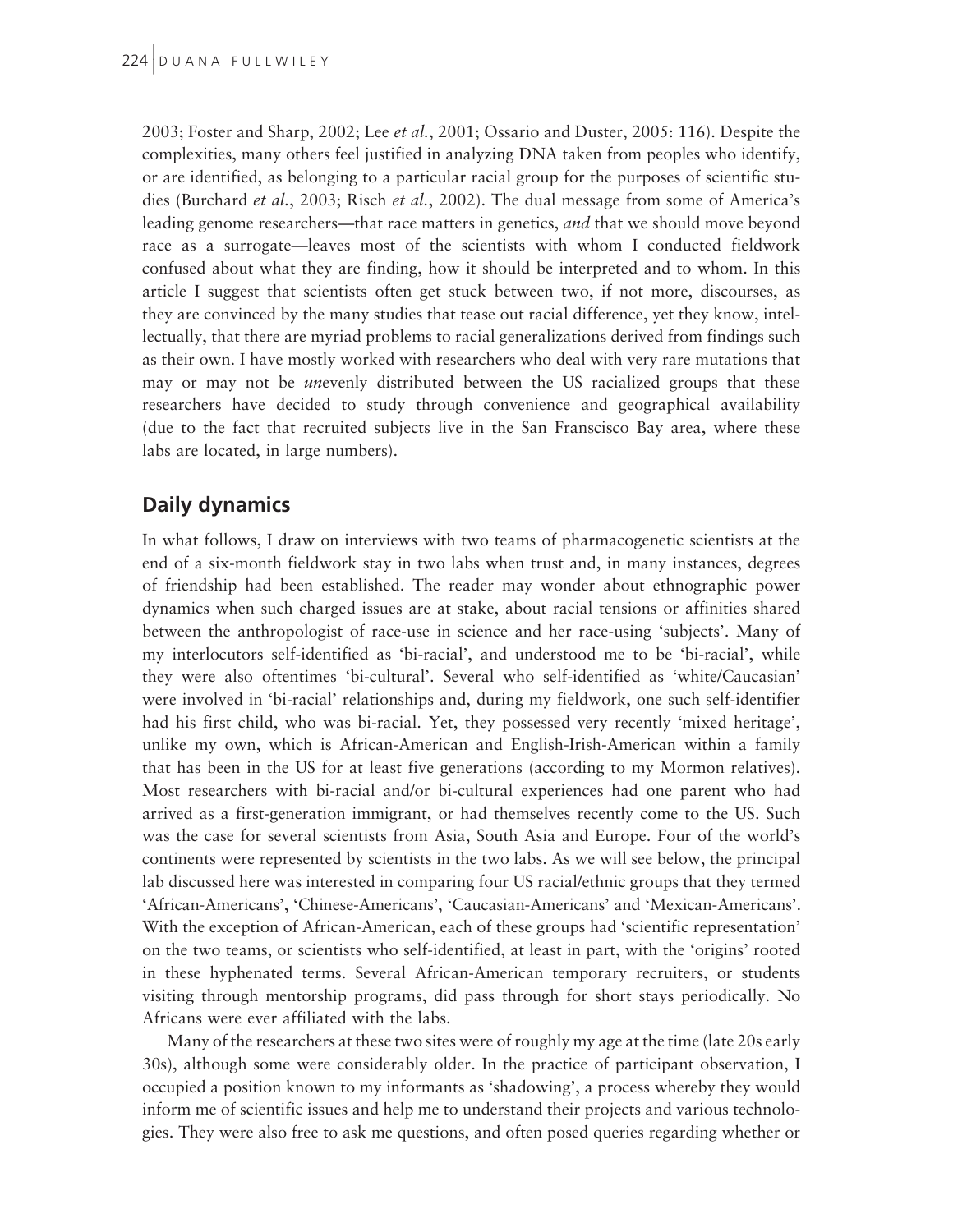2003; Foster and Sharp, 2002; Lee *et al.*, 2001; Ossario and Duster, 2005: 116). Despite the complexities, many others feel justified in analyzing DNA taken from peoples who identify, or are identified, as belonging to a particular racial group for the purposes of scientific studies (Burchard *et al.*, 2003; Risch *et al.*, 2002). The dual message from some of America's leading genome researchers—that race matters in genetics, *and* that we should move beyond race as a surrogate—leaves most of the scientists with whom I conducted fieldwork confused about what they are finding, how it should be interpreted and to whom. In this article I suggest that scientists often get stuck between two, if not more, discourses, as they are convinced by the many studies that tease out racial difference, yet they know, intellectually, that there are myriad problems to racial generalizations derived from findings such as their own. I have mostly worked with researchers who deal with very rare mutations that may or may not be *un*evenly distributed between the US racialized groups that these researchers have decided to study through convenience and geographical availability (due to the fact that recruited subjects live in the San Franscisco Bay area, where these labs are located, in large numbers).

## Daily dynamics

In what follows, I draw on interviews with two teams of pharmacogenetic scientists at the end of a six-month fieldwork stay in two labs when trust and, in many instances, degrees of friendship had been established. The reader may wonder about ethnographic power dynamics when such charged issues are at stake, about racial tensions or affinities shared between the anthropologist of race-use in science and her race-using 'subjects'. Many of my interlocutors self-identified as 'bi-racial', and understood me to be 'bi-racial', while they were also oftentimes 'bi-cultural'. Several who self-identified as 'white/Caucasian' were involved in 'bi-racial' relationships and, during my fieldwork, one such self-identifier had his first child, who was bi-racial. Yet, they possessed very recently 'mixed heritage', unlike my own, which is African-American and English-Irish-American within a family that has been in the US for at least five generations (according to my Mormon relatives). Most researchers with bi-racial and/or bi-cultural experiences had one parent who had arrived as a first-generation immigrant, or had themselves recently come to the US. Such was the case for several scientists from Asia, South Asia and Europe. Four of the world's continents were represented by scientists in the two labs. As we will see below, the principal lab discussed here was interested in comparing four US racial/ethnic groups that they termed 'African-Americans', 'Chinese-Americans', 'Caucasian-Americans' and 'Mexican-Americans'. With the exception of African-American, each of these groups had 'scientific representation' on the two teams, or scientists who self-identified, at least in part, with the 'origins' rooted in these hyphenated terms. Several African-American temporary recruiters, or students visiting through mentorship programs, did pass through for short stays periodically. No Africans were ever affiliated with the labs.

Many of the researchers at these two sites were of roughly my age at the time (late 20s early 30s), although some were considerably older. In the practice of participant observation, I occupied a position known to my informants as 'shadowing', a process whereby they would inform me of scientific issues and help me to understand their projects and various technologies. They were also free to ask me questions, and often posed queries regarding whether or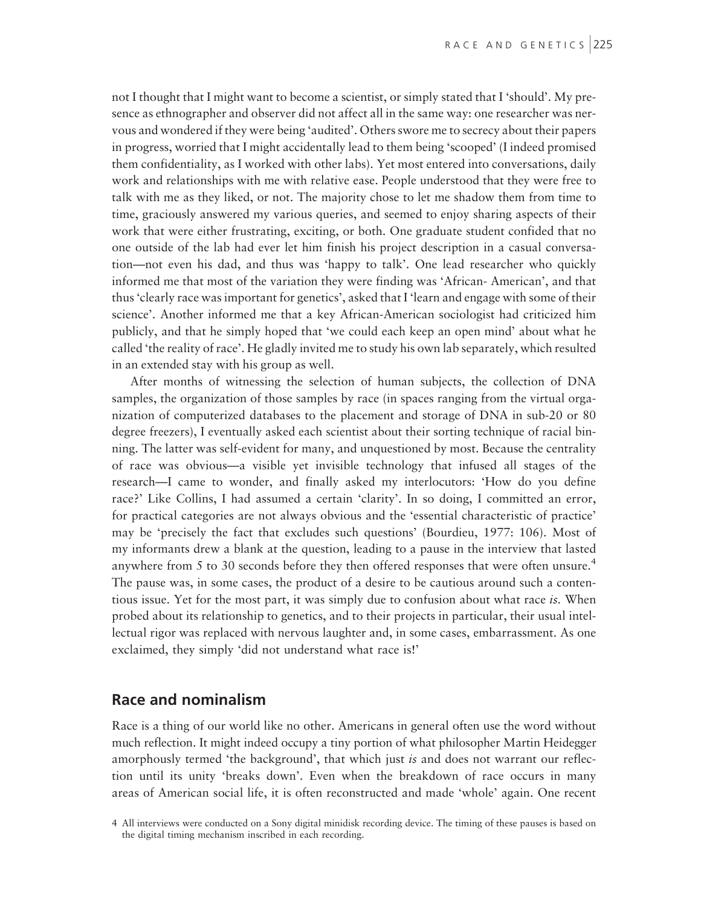not I thought that I might want to become a scientist, or simply stated that I 'should'. My presence as ethnographer and observer did not affect all in the same way: one researcher was nervous and wondered if they were being 'audited'. Others swore me to secrecy about their papers in progress, worried that I might accidentally lead to them being 'scooped' (I indeed promised them confidentiality, as I worked with other labs). Yet most entered into conversations, daily work and relationships with me with relative ease. People understood that they were free to talk with me as they liked, or not. The majority chose to let me shadow them from time to time, graciously answered my various queries, and seemed to enjoy sharing aspects of their work that were either frustrating, exciting, or both. One graduate student confided that no one outside of the lab had ever let him finish his project description in a casual conversation—not even his dad, and thus was 'happy to talk'. One lead researcher who quickly informed me that most of the variation they were finding was 'African- American', and that thus 'clearly race was important for genetics', asked that I 'learn and engage with some of their science'. Another informed me that a key African-American sociologist had criticized him publicly, and that he simply hoped that 'we could each keep an open mind' about what he called 'the reality of race'. He gladly invited me to study his own lab separately, which resulted in an extended stay with his group as well.

After months of witnessing the selection of human subjects, the collection of DNA samples, the organization of those samples by race (in spaces ranging from the virtual organization of computerized databases to the placement and storage of DNA in sub-20 or 80 degree freezers), I eventually asked each scientist about their sorting technique of racial binning. The latter was self-evident for many, and unquestioned by most. Because the centrality of race was obvious—a visible yet invisible technology that infused all stages of the research—I came to wonder, and finally asked my interlocutors: 'How do you define race?' Like Collins, I had assumed a certain 'clarity'. In so doing, I committed an error, for practical categories are not always obvious and the 'essential characteristic of practice' may be 'precisely the fact that excludes such questions' (Bourdieu, 1977: 106). Most of my informants drew a blank at the question, leading to a pause in the interview that lasted anywhere from 5 to 30 seconds before they then offered responses that were often unsure.[4] The pause was, in some cases, the product of a desire to be cautious around such a contentious issue. Yet for the most part, it was simply due to confusion about what race *is.* When probed about its relationship to genetics, and to their projects in particular, their usual intellectual rigor was replaced with nervous laughter and, in some cases, embarrassment. As one exclaimed, they simply 'did not understand what race is!'

## Race and nominalism

Race is a thing of our world like no other. Americans in general often use the word without much reflection. It might indeed occupy a tiny portion of what philosopher Martin Heidegger amorphously termed 'the background', that which just *is* and does not warrant our reflection until its unity 'breaks down'. Even when the breakdown of race occurs in many areas of American social life, it is often reconstructed and made 'whole' again. One recent

4 All interviews were conducted on a Sony digital minidisk recording device. The timing of these pauses is based on the digital timing mechanism inscribed in each recording.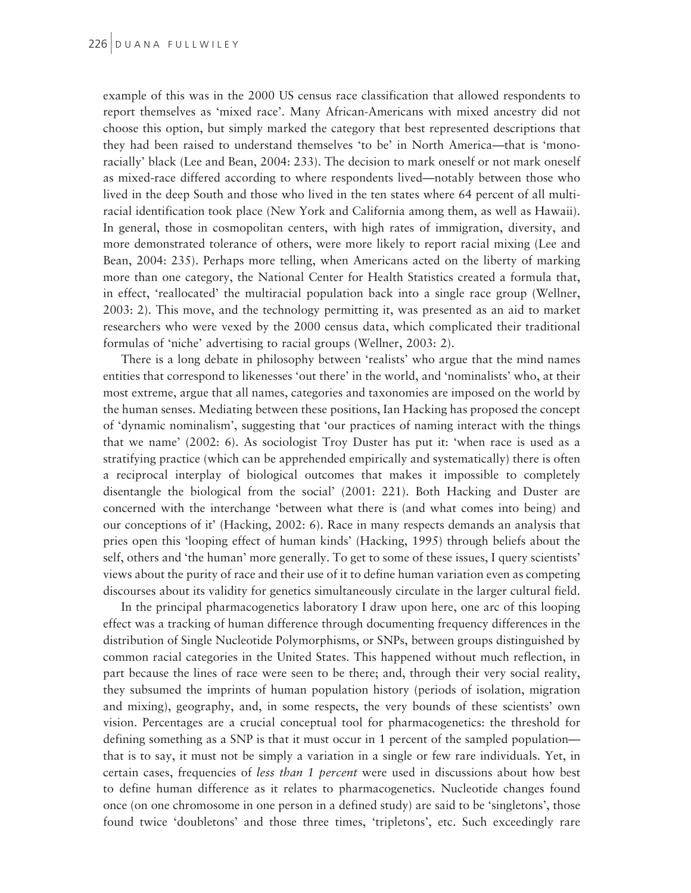example of this was in the 2000 US census race classification that allowed respondents to report themselves as 'mixed race'. Many African-Americans with mixed ancestry did not choose this option, but simply marked the category that best represented descriptions that they had been raised to understand themselves 'to be' in North America—that is 'mono-racially' black (Lee and Bean, 2004: 233). The decision to mark oneself or not mark oneself as mixed-race differed according to where respondents lived—notably between those who lived in the deep South and those who lived in the ten states where 64 percent of all multi-racial identification took place (New York and California among them, as well as Hawaii). In general, those in cosmopolitan centers, with high rates of immigration, diversity, and more demonstrated tolerance of others, were more likely to report racial mixing (Lee and Bean, 2004: 235). Perhaps more telling, when Americans acted on the liberty of marking more than one category, the National Center for Health Statistics created a formula that, in effect, 'reallocated' the multiracial population back into a single race group (Wellner, 2003: 2). This move, and the technology permitting it, was presented as an aid to market researchers who were vexed by the 2000 census data, which complicated their traditional formulas of 'niche' advertising to racial groups (Wellner, 2003: 2).

There is a long debate in philosophy between 'realists' who argue that the mind names entities that correspond to likenesses 'out there' in the world, and 'nominalists' who, at their most extreme, argue that all names, categories and taxonomies are imposed on the world by the human senses. Mediating between these positions, Ian Hacking has proposed the concept of 'dynamic nominalism', suggesting that 'our practices of naming interact with the things that we name' (2002: 6). As sociologist Troy Duster has put it: 'when race is used as a stratifying practice (which can be apprehended empirically and systematically) there is often a reciprocal interplay of biological outcomes that makes it impossible to completely disentangle the biological from the social' (2001: 221). Both Hacking and Duster are concerned with the interchange 'between what there is (and what comes into being) and our conceptions of it' (Hacking, 2002: 6). Race in many respects demands an analysis that pries open this 'looping effect of human kinds' (Hacking, 1995) through beliefs about the self, others and 'the human' more generally. To get to some of these issues, I query scientists' views about the purity of race and their use of it to define human variation even as competing discourses about its validity for genetics simultaneously circulate in the larger cultural field.

In the principal pharmacogenetics laboratory I draw upon here, one arc of this looping effect was a tracking of human difference through documenting frequency differences in the distribution of Single Nucleotide Polymorphisms, or SNPs, between groups distinguished by common racial categories in the United States. This happened without much reflection, in part because the lines of race were seen to be there; and, through their very social reality, they subsumed the imprints of human population history (periods of isolation, migration and mixing), geography, and, in some respects, the very bounds of these scientists' own vision. Percentages are a crucial conceptual tool for pharmacogenetics: the threshold for defining something as a SNP is that it must occur in 1 percent of the sampled population—that is to say, it must not be simply a variation in a single or few rare individuals. Yet, in certain cases, frequencies of *less than 1 percent* were used in discussions about how best to define human difference as it relates to pharmacogenetics. Nucleotide changes found once (on one chromosome in one person in a defined study) are said to be 'singletons', those found twice 'doubletons' and those three times, 'tripletons', etc. Such exceedingly rare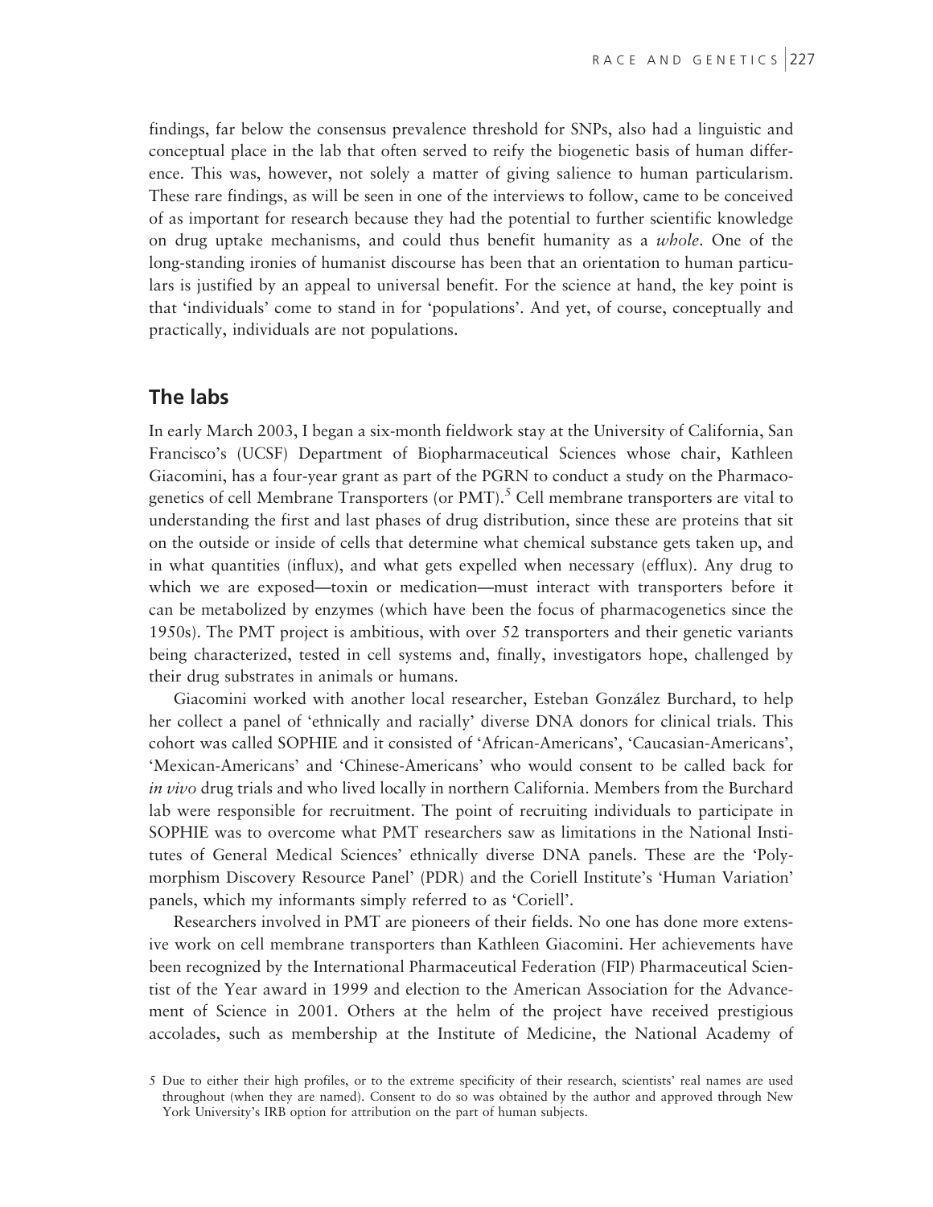findings, far below the consensus prevalence threshold for SNPs, also had a linguistic and conceptual place in the lab that often served to reify the biogenetic basis of human difference. This was, however, not solely a matter of giving salience to human particularism. These rare findings, as will be seen in one of the interviews to follow, came to be conceived of as important for research because they had the potential to further scientific knowledge on drug uptake mechanisms, and could thus benefit humanity as a *whole*. One of the long-standing ironies of humanist discourse has been that an orientation to human particulars is justified by an appeal to universal benefit. For the science at hand, the key point is that 'individuals' come to stand in for 'populations'. And yet, of course, conceptually and practically, individuals are not populations.

## The labs

In early March 2003, I began a six-month fieldwork stay at the University of California, San Francisco's (UCSF) Department of Biopharmaceutical Sciences whose chair, Kathleen Giacomini, has a four-year grant as part of the PGRN to conduct a study on the Pharmacogenetics of cell Membrane Transporters (or PMT).[5] Cell membrane transporters are vital to understanding the first and last phases of drug distribution, since these are proteins that sit on the outside or inside of cells that determine what chemical substance gets taken up, and in what quantities (influx), and what gets expelled when necessary (efflux). Any drug to which we are exposed—toxin or medication—must interact with transporters before it can be metabolized by enzymes (which have been the focus of pharmacogenetics since the 1950s). The PMT project is ambitious, with over 52 transporters and their genetic variants being characterized, tested in cell systems and, finally, investigators hope, challenged by their drug substrates in animals or humans.

Giacomini worked with another local researcher, Esteban González Burchard, to help her collect a panel of 'ethnically and racially' diverse DNA donors for clinical trials. This cohort was called SOPHIE and it consisted of 'African-Americans', 'Caucasian-Americans', 'Mexican-Americans' and 'Chinese-Americans' who would consent to be called back for *in vivo* drug trials and who lived locally in northern California. Members from the Burchard lab were responsible for recruitment. The point of recruiting individuals to participate in SOPHIE was to overcome what PMT researchers saw as limitations in the National Institutes of General Medical Sciences' ethnically diverse DNA panels. These are the 'Polymorphism Discovery Resource Panel' (PDR) and the Coriell Institute's 'Human Variation' panels, which my informants simply referred to as 'Coriell'.

Researchers involved in PMT are pioneers of their fields. No one has done more extensive work on cell membrane transporters than Kathleen Giacomini. Her achievements have been recognized by the International Pharmaceutical Federation (FIP) Pharmaceutical Scientist of the Year award in 1999 and election to the American Association for the Advancement of Science in 2001. Others at the helm of the project have received prestigious accolades, such as membership at the Institute of Medicine, the National Academy of

5 Due to either their high profiles, or to the extreme specificity of their research, scientists' real names are used throughout (when they are named). Consent to do so was obtained by the author and approved through New York University's IRB option for attribution on the part of human subjects.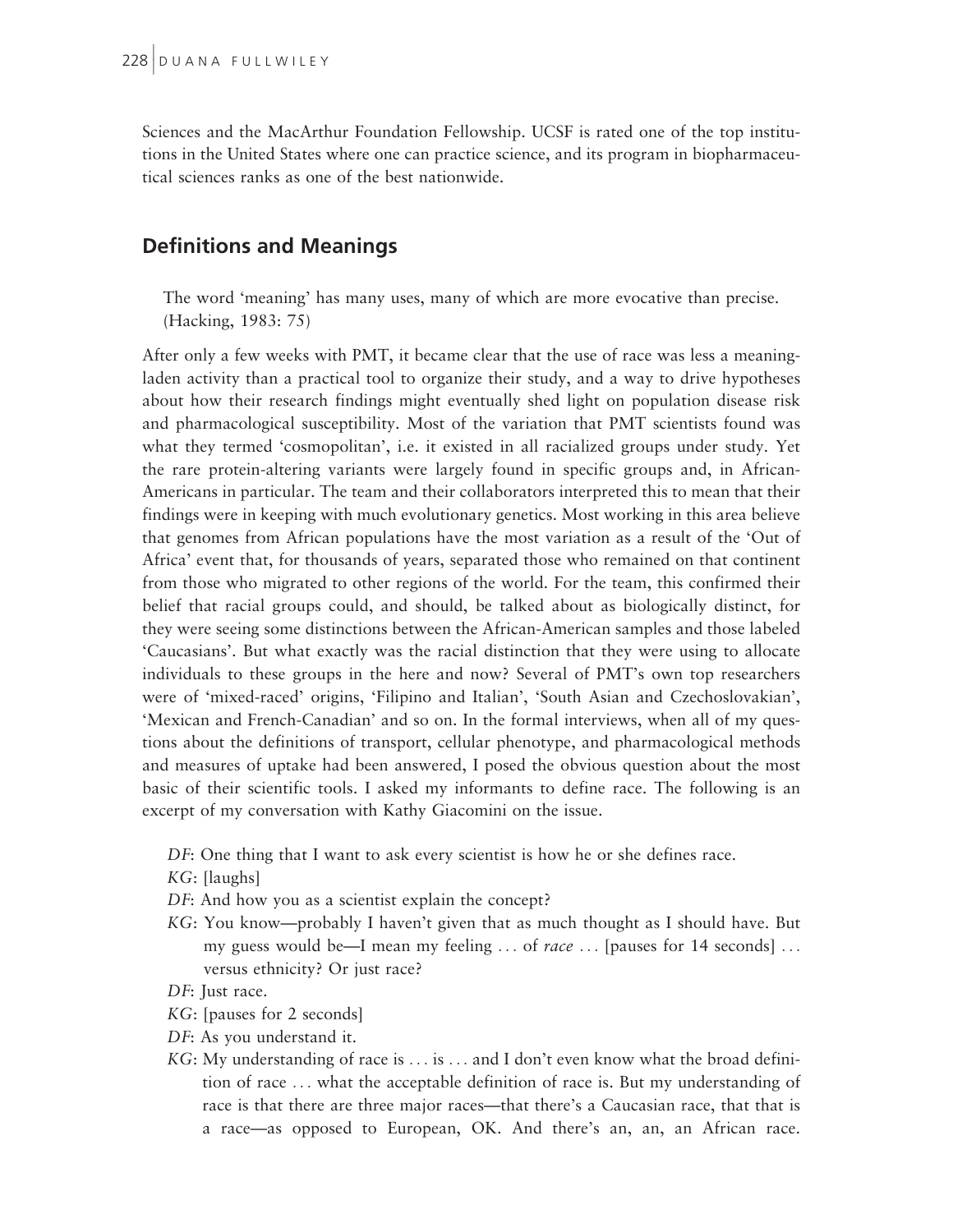Sciences and the MacArthur Foundation Fellowship. UCSF is rated one of the top institutions in the United States where one can practice science, and its program in biopharmaceutical sciences ranks as one of the best nationwide.

## Definitions and Meanings

> The word 'meaning' has many uses, many of which are more evocative than precise. (Hacking, 1983: 75)

After only a few weeks with PMT, it became clear that the use of race was less a meaning-laden activity than a practical tool to organize their study, and a way to drive hypotheses about how their research findings might eventually shed light on population disease risk and pharmacological susceptibility. Most of the variation that PMT scientists found was what they termed 'cosmopolitan', i.e. it existed in all racialized groups under study. Yet the rare protein-altering variants were largely found in specific groups and, in African-Americans in particular. The team and their collaborators interpreted this to mean that their findings were in keeping with much evolutionary genetics. Most working in this area believe that genomes from African populations have the most variation as a result of the 'Out of Africa' event that, for thousands of years, separated those who remained on that continent from those who migrated to other regions of the world. For the team, this confirmed their belief that racial groups could, and should, be talked about as biologically distinct, for they were seeing some distinctions between the African-American samples and those labeled 'Caucasians'. But what exactly was the racial distinction that they were using to allocate individuals to these groups in the here and now? Several of PMT's own top researchers were of 'mixed-raced' origins, 'Filipino and Italian', 'South Asian and Czechoslovakian', 'Mexican and French-Canadian' and so on. In the formal interviews, when all of my questions about the definitions of transport, cellular phenotype, and pharmacological methods and measures of uptake had been answered, I posed the obvious question about the most basic of their scientific tools. I asked my informants to define race. The following is an excerpt of my conversation with Kathy Giacomini on the issue.

> *DF*: One thing that I want to ask every scientist is how he or she defines race.
>
> *KG*: [laughs]
>
> *DF*: And how you as a scientist explain the concept?
>
> *KG*: You know—probably I haven't given that as much thought as I should have. But my guess would be—I mean my feeling … of *race* … [pauses for 14 seconds] … versus ethnicity? Or just race?
>
> *DF*: Just race.
>
> *KG*: [pauses for 2 seconds]
>
> *DF*: As you understand it.
>
> *KG*: My understanding of race is … is … and I don't even know what the broad definition of race … what the acceptable definition of race is. But my understanding of race is that there are three major races—that there's a Caucasian race, that that is a race—as opposed to European, OK. And there's an, an, an African race.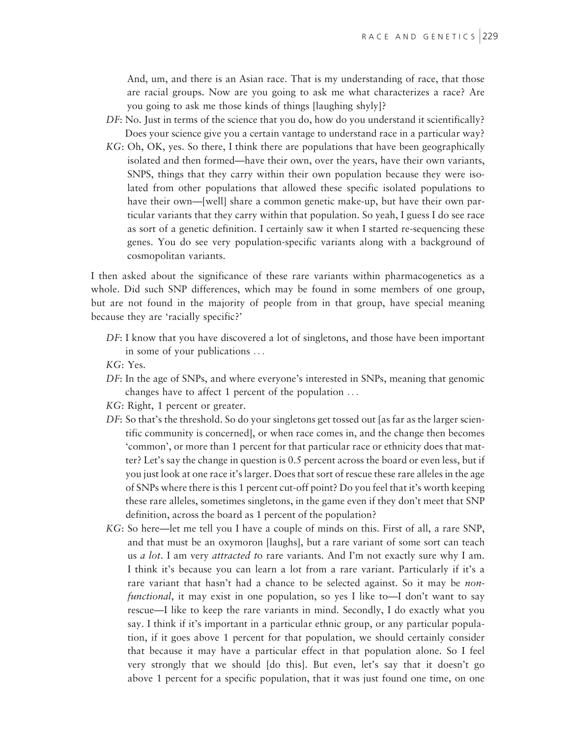And, um, and there is an Asian race. That is my understanding of race, that those are racial groups. Now are you going to ask me what characterizes a race? Are you going to ask me those kinds of things [laughing shyly]?

*DF*: No. Just in terms of the science that you do, how do you understand it scientifically? Does your science give you a certain vantage to understand race in a particular way?

*KG*: Oh, OK, yes. So there, I think there are populations that have been geographically isolated and then formed—have their own, over the years, have their own variants, SNPS, things that they carry within their own population because they were isolated from other populations that allowed these specific isolated populations to have their own—[well] share a common genetic make-up, but have their own particular variants that they carry within that population. So yeah, I guess I do see race as sort of a genetic definition. I certainly saw it when I started re-sequencing these genes. You do see very population-specific variants along with a background of cosmopolitan variants.

I then asked about the significance of these rare variants within pharmacogenetics as a whole. Did such SNP differences, which may be found in some members of one group, but are not found in the majority of people from in that group, have special meaning because they are 'racially specific?'

*DF*: I know that you have discovered a lot of singletons, and those have been important in some of your publications ...

*KG*: Yes.

*DF*: In the age of SNPs, and where everyone's interested in SNPs, meaning that genomic changes have to affect 1 percent of the population ...

*KG*: Right, 1 percent or greater.

*DF*: So that's the threshold. So do your singletons get tossed out [as far as the larger scientific community is concerned], or when race comes in, and the change then becomes 'common', or more than 1 percent for that particular race or ethnicity does that matter? Let's say the change in question is 0.5 percent across the board or even less, but if you just look at one race it's larger. Does that sort of rescue these rare alleles in the age of SNPs where there is this 1 percent cut-off point? Do you feel that it's worth keeping these rare alleles, sometimes singletons, in the game even if they don't meet that SNP definition, across the board as 1 percent of the population?

*KG*: So here—let me tell you I have a couple of minds on this. First of all, a rare SNP, and that must be an oxymoron [laughs], but a rare variant of some sort can teach us *a lot*. I am very *attracted t*o rare variants. And I'm not exactly sure why I am. I think it's because you can learn a lot from a rare variant. Particularly if it's a rare variant that hasn't had a chance to be selected against. So it may be *nonfunctional*, it may exist in one population, so yes I like to—I don't want to say rescue—I like to keep the rare variants in mind. Secondly, I do exactly what you say. I think if it's important in a particular ethnic group, or any particular population, if it goes above 1 percent for that population, we should certainly consider that because it may have a particular effect in that population alone. So I feel very strongly that we should [do this]. But even, let's say that it doesn't go above 1 percent for a specific population, that it was just found one time, on one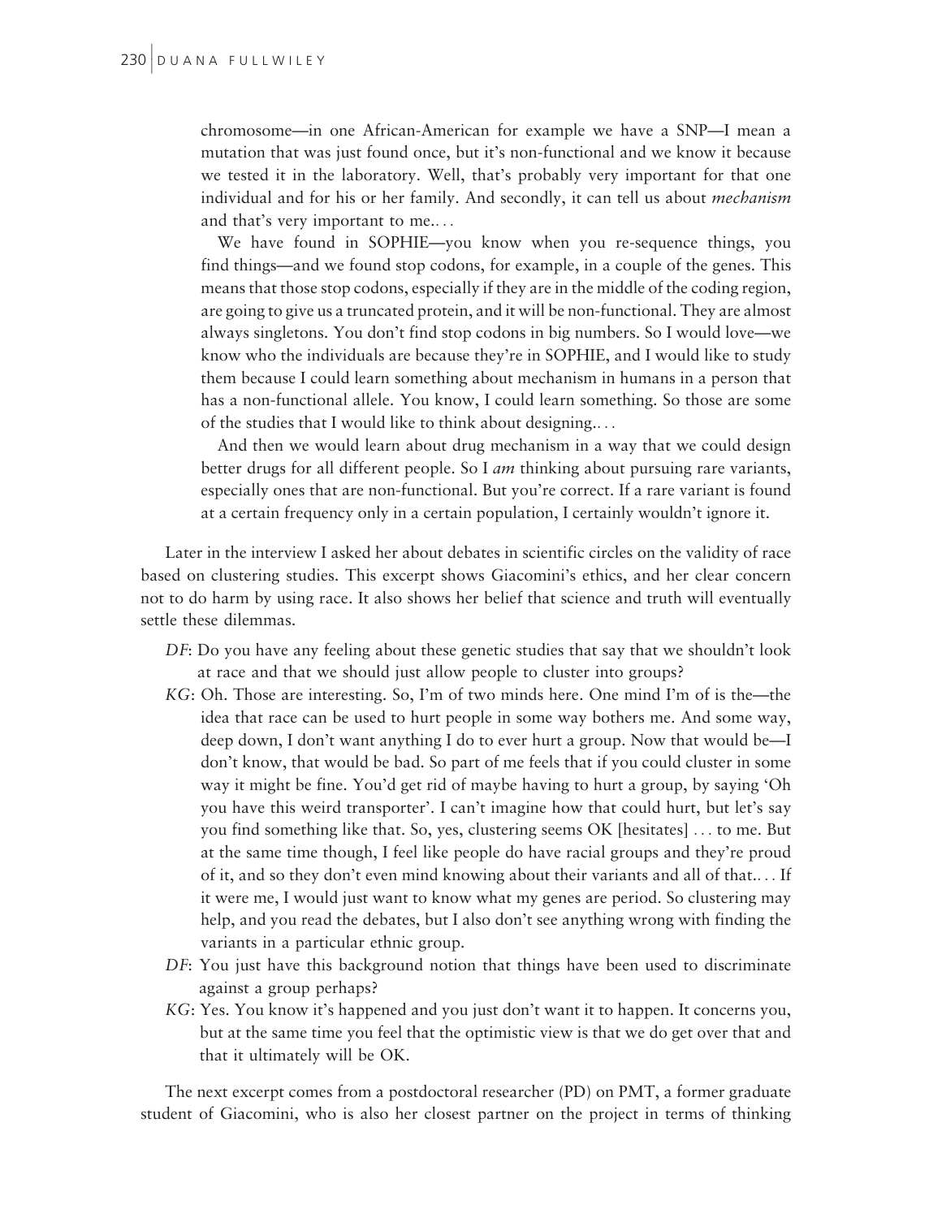> chromosome—in one African-American for example we have a SNP—I mean a mutation that was just found once, but it's non-functional and we know it because we tested it in the laboratory. Well, that's probably very important for that one individual and for his or her family. And secondly, it can tell us about *mechanism* and that's very important to me.…
>
> We have found in SOPHIE—you know when you re-sequence things, you find things—and we found stop codons, for example, in a couple of the genes. This means that those stop codons, especially if they are in the middle of the coding region, are going to give us a truncated protein, and it will be non-functional. They are almost always singletons. You don't find stop codons in big numbers. So I would love—we know who the individuals are because they're in SOPHIE, and I would like to study them because I could learn something about mechanism in humans in a person that has a non-functional allele. You know, I could learn something. So those are some of the studies that I would like to think about designing.…
>
> And then we would learn about drug mechanism in a way that we could design better drugs for all different people. So I *am* thinking about pursuing rare variants, especially ones that are non-functional. But you're correct. If a rare variant is found at a certain frequency only in a certain population, I certainly wouldn't ignore it.

Later in the interview I asked her about debates in scientific circles on the validity of race based on clustering studies. This excerpt shows Giacomini's ethics, and her clear concern not to do harm by using race. It also shows her belief that science and truth will eventually settle these dilemmas.

> *DF*: Do you have any feeling about these genetic studies that say that we shouldn't look at race and that we should just allow people to cluster into groups?
>
> *KG*: Oh. Those are interesting. So, I'm of two minds here. One mind I'm of is the—the idea that race can be used to hurt people in some way bothers me. And some way, deep down, I don't want anything I do to ever hurt a group. Now that would be—I don't know, that would be bad. So part of me feels that if you could cluster in some way it might be fine. You'd get rid of maybe having to hurt a group, by saying 'Oh you have this weird transporter'. I can't imagine how that could hurt, but let's say you find something like that. So, yes, clustering seems OK [hesitates] … to me. But at the same time though, I feel like people do have racial groups and they're proud of it, and so they don't even mind knowing about their variants and all of that.… If it were me, I would just want to know what my genes are period. So clustering may help, and you read the debates, but I also don't see anything wrong with finding the variants in a particular ethnic group.
>
> *DF*: You just have this background notion that things have been used to discriminate against a group perhaps?
>
> *KG*: Yes. You know it's happened and you just don't want it to happen. It concerns you, but at the same time you feel that the optimistic view is that we do get over that and that it ultimately will be OK.

The next excerpt comes from a postdoctoral researcher (PD) on PMT, a former graduate student of Giacomini, who is also her closest partner on the project in terms of thinking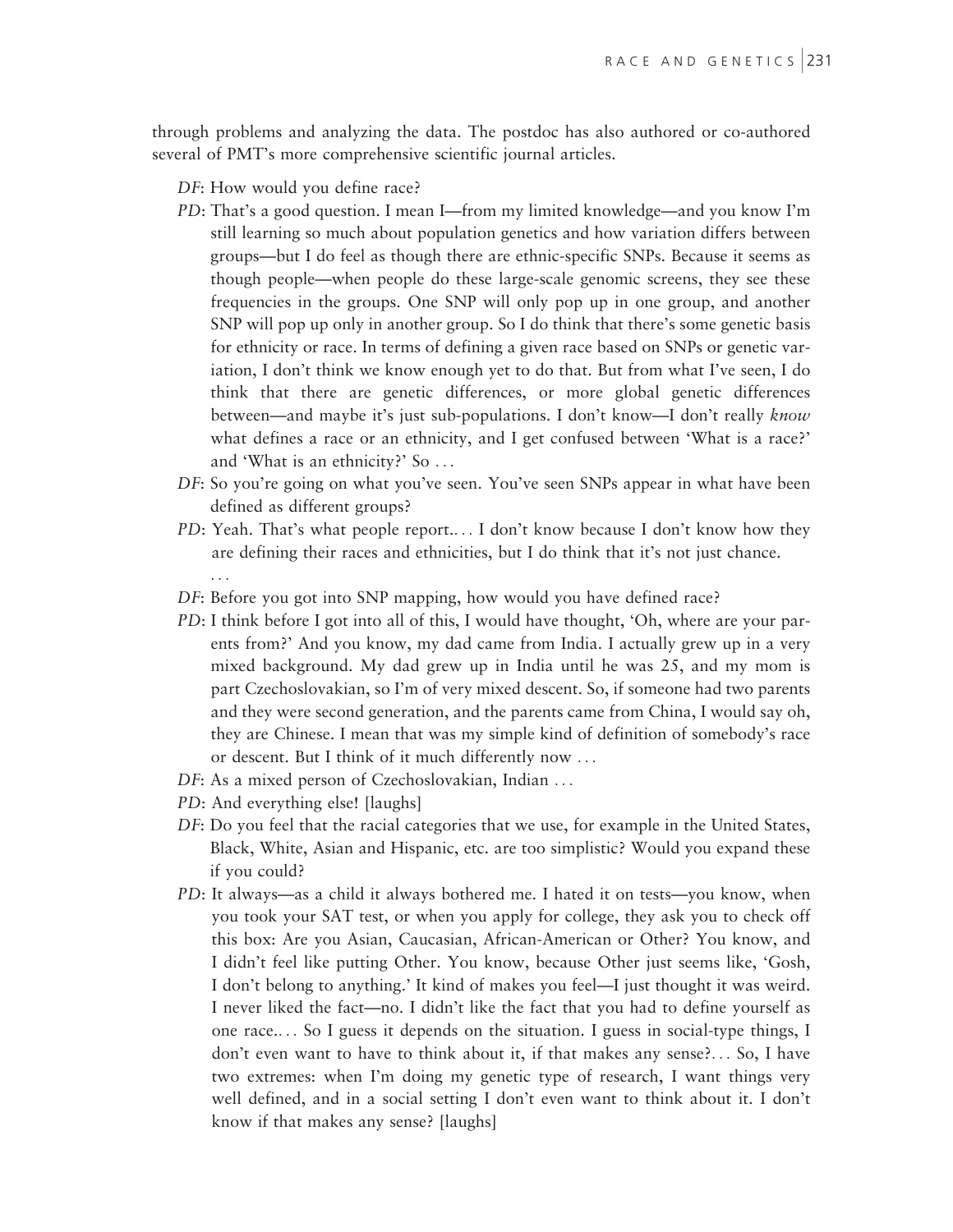through problems and analyzing the data. The postdoc has also authored or co-authored several of PMT's more comprehensive scientific journal articles.

*DF*: How would you define race?

*PD*: That's a good question. I mean I—from my limited knowledge—and you know I'm still learning so much about population genetics and how variation differs between groups—but I do feel as though there are ethnic-specific SNPs. Because it seems as though people—when people do these large-scale genomic screens, they see these frequencies in the groups. One SNP will only pop up in one group, and another SNP will pop up only in another group. So I do think that there's some genetic basis for ethnicity or race. In terms of defining a given race based on SNPs or genetic variation, I don't think we know enough yet to do that. But from what I've seen, I do think that there are genetic differences, or more global genetic differences between—and maybe it's just sub-populations. I don't know—I don't really *know* what defines a race or an ethnicity, and I get confused between 'What is a race?' and 'What is an ethnicity?' So ...

*DF*: So you're going on what you've seen. You've seen SNPs appear in what have been defined as different groups?

*PD*: Yeah. That's what people report.... I don't know because I don't know how they are defining their races and ethnicities, but I do think that it's not just chance.
...

*DF*: Before you got into SNP mapping, how would you have defined race?

*PD*: I think before I got into all of this, I would have thought, 'Oh, where are your parents from?' And you know, my dad came from India. I actually grew up in a very mixed background. My dad grew up in India until he was 25, and my mom is part Czechoslovakian, so I'm of very mixed descent. So, if someone had two parents and they were second generation, and the parents came from China, I would say oh, they are Chinese. I mean that was my simple kind of definition of somebody's race or descent. But I think of it much differently now ...

*DF*: As a mixed person of Czechoslovakian, Indian ...

*PD*: And everything else! [laughs]

*DF*: Do you feel that the racial categories that we use, for example in the United States, Black, White, Asian and Hispanic, etc. are too simplistic? Would you expand these if you could?

*PD*: It always—as a child it always bothered me. I hated it on tests—you know, when you took your SAT test, or when you apply for college, they ask you to check off this box: Are you Asian, Caucasian, African-American or Other? You know, and I didn't feel like putting Other. You know, because Other just seems like, 'Gosh, I don't belong to anything.' It kind of makes you feel—I just thought it was weird. I never liked the fact—no. I didn't like the fact that you had to define yourself as one race.... So I guess it depends on the situation. I guess in social-type things, I don't even want to have to think about it, if that makes any sense?... So, I have two extremes: when I'm doing my genetic type of research, I want things very well defined, and in a social setting I don't even want to think about it. I don't know if that makes any sense? [laughs]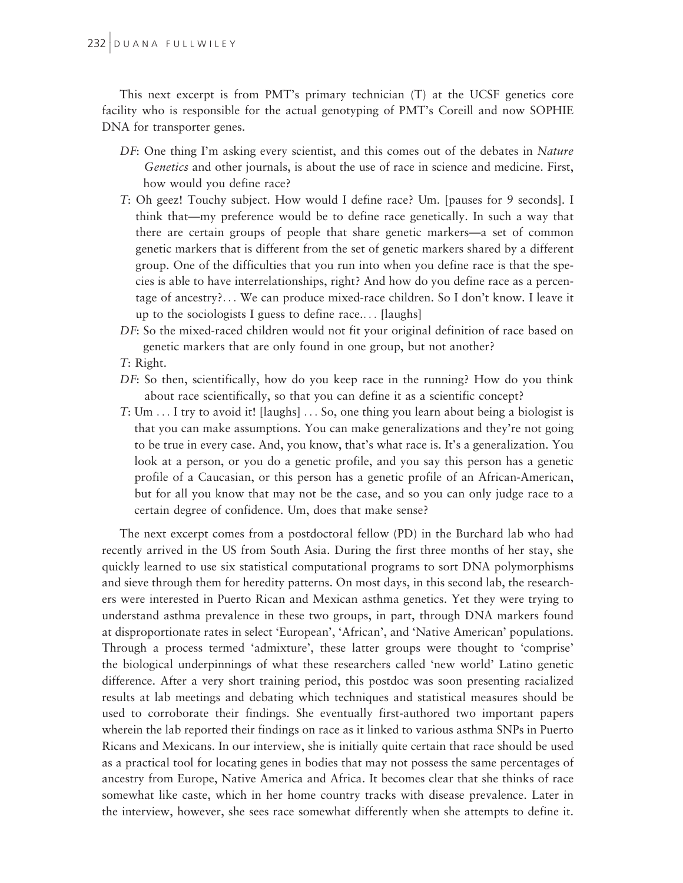This next excerpt is from PMT's primary technician (T) at the UCSF genetics core facility who is responsible for the actual genotyping of PMT's Coreill and now SOPHIE DNA for transporter genes.

> *DF*: One thing I'm asking every scientist, and this comes out of the debates in *Nature Genetics* and other journals, is about the use of race in science and medicine. First, how would you define race?
>
> *T*: Oh geez! Touchy subject. How would I define race? Um. [pauses for 9 seconds]. I think that—my preference would be to define race genetically. In such a way that there are certain groups of people that share genetic markers—a set of common genetic markers that is different from the set of genetic markers shared by a different group. One of the difficulties that you run into when you define race is that the species is able to have interrelationships, right? And how do you define race as a percentage of ancestry?... We can produce mixed-race children. So I don't know. I leave it up to the sociologists I guess to define race.... [laughs]
>
> *DF*: So the mixed-raced children would not fit your original definition of race based on genetic markers that are only found in one group, but not another?
>
> *T*: Right.
>
> *DF*: So then, scientifically, how do you keep race in the running? How do you think about race scientifically, so that you can define it as a scientific concept?
>
> *T*: Um ... I try to avoid it! [laughs] ... So, one thing you learn about being a biologist is that you can make assumptions. You can make generalizations and they're not going to be true in every case. And, you know, that's what race is. It's a generalization. You look at a person, or you do a genetic profile, and you say this person has a genetic profile of a Caucasian, or this person has a genetic profile of an African-American, but for all you know that may not be the case, and so you can only judge race to a certain degree of confidence. Um, does that make sense?

The next excerpt comes from a postdoctoral fellow (PD) in the Burchard lab who had recently arrived in the US from South Asia. During the first three months of her stay, she quickly learned to use six statistical computational programs to sort DNA polymorphisms and sieve through them for heredity patterns. On most days, in this second lab, the researchers were interested in Puerto Rican and Mexican asthma genetics. Yet they were trying to understand asthma prevalence in these two groups, in part, through DNA markers found at disproportionate rates in select 'European', 'African', and 'Native American' populations. Through a process termed 'admixture', these latter groups were thought to 'comprise' the biological underpinnings of what these researchers called 'new world' Latino genetic difference. After a very short training period, this postdoc was soon presenting racialized results at lab meetings and debating which techniques and statistical measures should be used to corroborate their findings. She eventually first-authored two important papers wherein the lab reported their findings on race as it linked to various asthma SNPs in Puerto Ricans and Mexicans. In our interview, she is initially quite certain that race should be used as a practical tool for locating genes in bodies that may not possess the same percentages of ancestry from Europe, Native America and Africa. It becomes clear that she thinks of race somewhat like caste, which in her home country tracks with disease prevalence. Later in the interview, however, she sees race somewhat differently when she attempts to define it.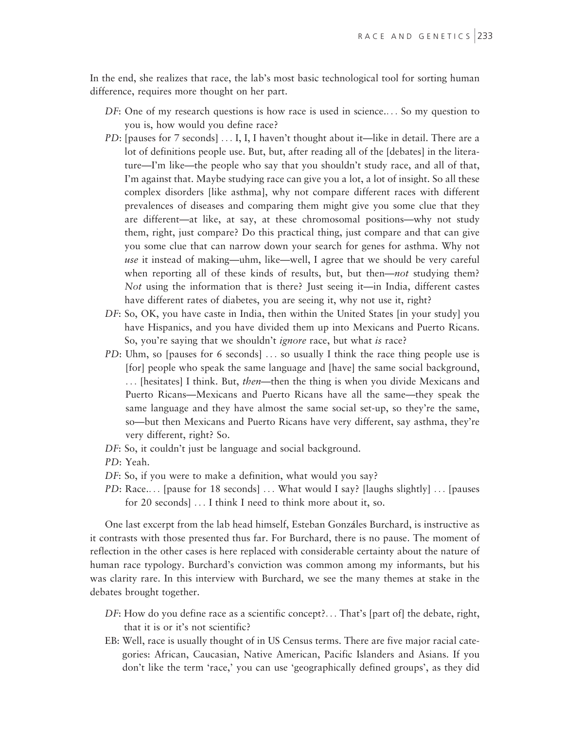In the end, she realizes that race, the lab's most basic technological tool for sorting human difference, requires more thought on her part.

*DF*: One of my research questions is how race is used in science.... So my question to you is, how would you define race?

*PD*: [pauses for 7 seconds] ... I, I, I haven't thought about it—like in detail. There are a lot of definitions people use. But, but, after reading all of the [debates] in the literature—I'm like—the people who say that you shouldn't study race, and all of that, I'm against that. Maybe studying race can give you a lot, a lot of insight. So all these complex disorders [like asthma], why not compare different races with different prevalences of diseases and comparing them might give you some clue that they are different—at like, at say, at these chromosomal positions—why not study them, right, just compare? Do this practical thing, just compare and that can give you some clue that can narrow down your search for genes for asthma. Why not *use* it instead of making—uhm, like—well, I agree that we should be very careful when reporting all of these kinds of results, but, but then—*not* studying them? *Not* using the information that is there? Just seeing it—in India, different castes have different rates of diabetes, you are seeing it, why not use it, right?

*DF*: So, OK, you have caste in India, then within the United States [in your study] you have Hispanics, and you have divided them up into Mexicans and Puerto Ricans. So, you're saying that we shouldn't *ignore* race, but what *is* race?

*PD*: Uhm, so [pauses for 6 seconds] ... so usually I think the race thing people use is [for] people who speak the same language and [have] the same social background, ... [hesitates] I think. But, *then*—then the thing is when you divide Mexicans and Puerto Ricans—Mexicans and Puerto Ricans have all the same—they speak the same language and they have almost the same social set-up, so they're the same, so—but then Mexicans and Puerto Ricans have very different, say asthma, they're very different, right? So.

*DF*: So, it couldn't just be language and social background.

*PD*: Yeah.

*DF*: So, if you were to make a definition, what would you say?

*PD*: Race.... [pause for 18 seconds] ... What would I say? [laughs slightly] ... [pauses for 20 seconds] ... I think I need to think more about it, so.

One last excerpt from the lab head himself, Esteban Gonzáles Burchard, is instructive as it contrasts with those presented thus far. For Burchard, there is no pause. The moment of reflection in the other cases is here replaced with considerable certainty about the nature of human race typology. Burchard's conviction was common among my informants, but his was clarity rare. In this interview with Burchard, we see the many themes at stake in the debates brought together.

*DF*: How do you define race as a scientific concept?... That's [part of] the debate, right, that it is or it's not scientific?

EB: Well, race is usually thought of in US Census terms. There are five major racial categories: African, Caucasian, Native American, Pacific Islanders and Asians. If you don't like the term 'race,' you can use 'geographically defined groups', as they did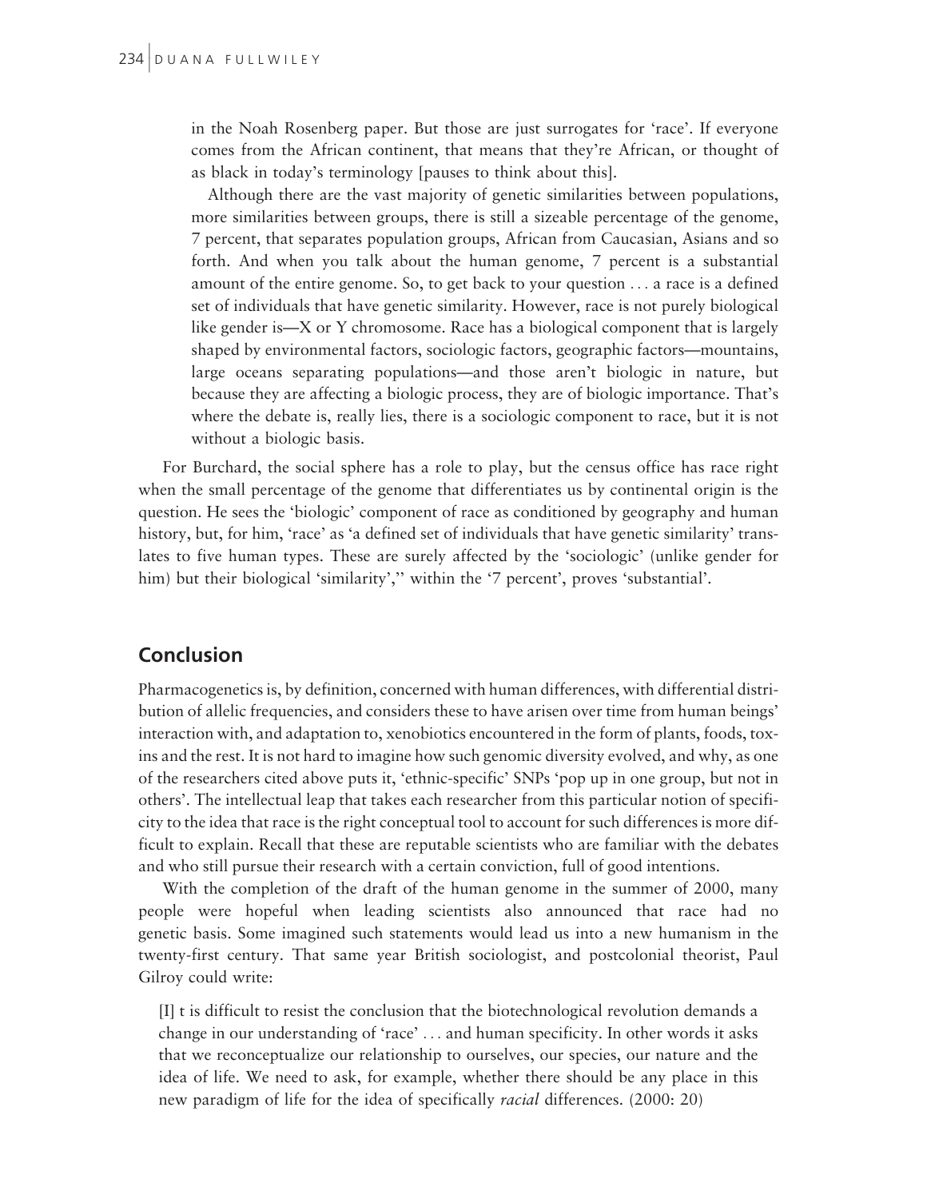> in the Noah Rosenberg paper. But those are just surrogates for 'race'. If everyone comes from the African continent, that means that they're African, or thought of as black in today's terminology [pauses to think about this].
>
> Although there are the vast majority of genetic similarities between populations, more similarities between groups, there is still a sizeable percentage of the genome, 7 percent, that separates population groups, African from Caucasian, Asians and so forth. And when you talk about the human genome, 7 percent is a substantial amount of the entire genome. So, to get back to your question . . . a race is a defined set of individuals that have genetic similarity. However, race is not purely biological like gender is—X or Y chromosome. Race has a biological component that is largely shaped by environmental factors, sociologic factors, geographic factors—mountains, large oceans separating populations—and those aren't biologic in nature, but because they are affecting a biologic process, they are of biologic importance. That's where the debate is, really lies, there is a sociologic component to race, but it is not without a biologic basis.

For Burchard, the social sphere has a role to play, but the census office has race right when the small percentage of the genome that differentiates us by continental origin is the question. He sees the 'biologic' component of race as conditioned by geography and human history, but, for him, 'race' as 'a defined set of individuals that have genetic similarity' translates to five human types. These are surely affected by the 'sociologic' (unlike gender for him) but their biological 'similarity',' within the '7 percent', proves 'substantial'.

## Conclusion

Pharmacogenetics is, by definition, concerned with human differences, with differential distribution of allelic frequencies, and considers these to have arisen over time from human beings' interaction with, and adaptation to, xenobiotics encountered in the form of plants, foods, toxins and the rest. It is not hard to imagine how such genomic diversity evolved, and why, as one of the researchers cited above puts it, 'ethnic-specific' SNPs 'pop up in one group, but not in others'. The intellectual leap that takes each researcher from this particular notion of specificity to the idea that race is the right conceptual tool to account for such differences is more difficult to explain. Recall that these are reputable scientists who are familiar with the debates and who still pursue their research with a certain conviction, full of good intentions.

With the completion of the draft of the human genome in the summer of 2000, many people were hopeful when leading scientists also announced that race had no genetic basis. Some imagined such statements would lead us into a new humanism in the twenty-first century. That same year British sociologist, and postcolonial theorist, Paul Gilroy could write:

> [I] t is difficult to resist the conclusion that the biotechnological revolution demands a change in our understanding of 'race' . . . and human specificity. In other words it asks that we reconceptualize our relationship to ourselves, our species, our nature and the idea of life. We need to ask, for example, whether there should be any place in this new paradigm of life for the idea of specifically *racial* differences. (2000: 20)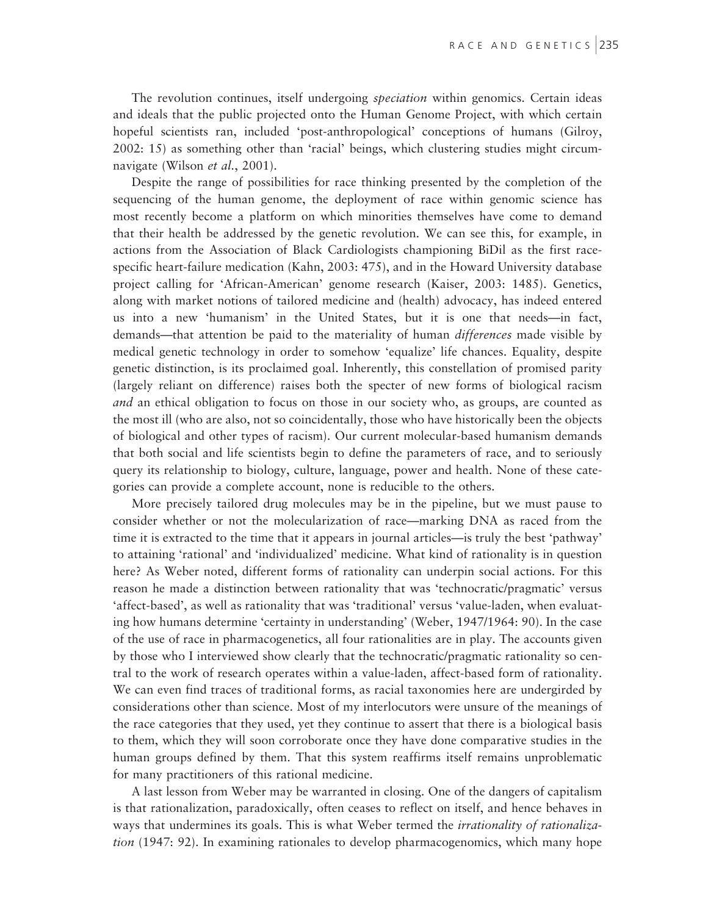The revolution continues, itself undergoing *speciation* within genomics. Certain ideas and ideals that the public projected onto the Human Genome Project, with which certain hopeful scientists ran, included 'post-anthropological' conceptions of humans (Gilroy, 2002: 15) as something other than 'racial' beings, which clustering studies might circumnavigate (Wilson *et al*., 2001).

Despite the range of possibilities for race thinking presented by the completion of the sequencing of the human genome, the deployment of race within genomic science has most recently become a platform on which minorities themselves have come to demand that their health be addressed by the genetic revolution. We can see this, for example, in actions from the Association of Black Cardiologists championing BiDil as the first race-specific heart-failure medication (Kahn, 2003: 475), and in the Howard University database project calling for 'African-American' genome research (Kaiser, 2003: 1485). Genetics, along with market notions of tailored medicine and (health) advocacy, has indeed entered us into a new 'humanism' in the United States, but it is one that needs—in fact, demands—that attention be paid to the materiality of human *differences* made visible by medical genetic technology in order to somehow 'equalize' life chances. Equality, despite genetic distinction, is its proclaimed goal. Inherently, this constellation of promised parity (largely reliant on difference) raises both the specter of new forms of biological racism *and* an ethical obligation to focus on those in our society who, as groups, are counted as the most ill (who are also, not so coincidentally, those who have historically been the objects of biological and other types of racism). Our current molecular-based humanism demands that both social and life scientists begin to define the parameters of race, and to seriously query its relationship to biology, culture, language, power and health. None of these categories can provide a complete account, none is reducible to the others.

More precisely tailored drug molecules may be in the pipeline, but we must pause to consider whether or not the molecularization of race—marking DNA as raced from the time it is extracted to the time that it appears in journal articles—is truly the best 'pathway' to attaining 'rational' and 'individualized' medicine. What kind of rationality is in question here? As Weber noted, different forms of rationality can underpin social actions. For this reason he made a distinction between rationality that was 'technocratic/pragmatic' versus 'affect-based', as well as rationality that was 'traditional' versus 'value-laden, when evaluating how humans determine 'certainty in understanding' (Weber, 1947/1964: 90). In the case of the use of race in pharmacogenetics, all four rationalities are in play. The accounts given by those who I interviewed show clearly that the technocratic/pragmatic rationality so central to the work of research operates within a value-laden, affect-based form of rationality. We can even find traces of traditional forms, as racial taxonomies here are undergirded by considerations other than science. Most of my interlocutors were unsure of the meanings of the race categories that they used, yet they continue to assert that there is a biological basis to them, which they will soon corroborate once they have done comparative studies in the human groups defined by them. That this system reaffirms itself remains unproblematic for many practitioners of this rational medicine.

A last lesson from Weber may be warranted in closing. One of the dangers of capitalism is that rationalization, paradoxically, often ceases to reflect on itself, and hence behaves in ways that undermines its goals. This is what Weber termed the *irrationality of rationalization* (1947: 92). In examining rationales to develop pharmacogenomics, which many hope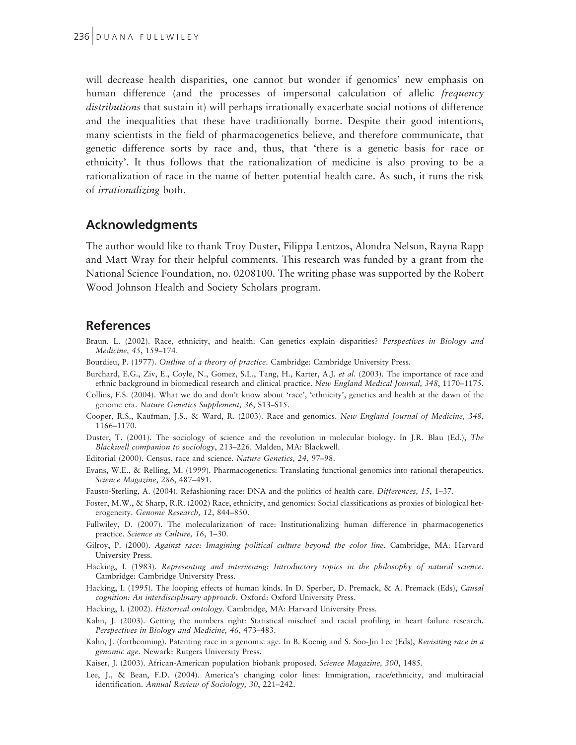will decrease health disparities, one cannot but wonder if genomics' new emphasis on human difference (and the processes of impersonal calculation of allelic *frequency distributions* that sustain it) will perhaps irrationally exacerbate social notions of difference and the inequalities that these have traditionally borne. Despite their good intentions, many scientists in the field of pharmacogenetics believe, and therefore communicate, that genetic difference sorts by race and, thus, that 'there is a genetic basis for race or ethnicity'. It thus follows that the rationalization of medicine is also proving to be a rationalization of race in the name of better potential health care. As such, it runs the risk of *irrationalizing* both.

## Acknowledgments

The author would like to thank Troy Duster, Filippa Lentzos, Alondra Nelson, Rayna Rapp and Matt Wray for their helpful comments. This research was funded by a grant from the National Science Foundation, no. 0208100. The writing phase was supported by the Robert Wood Johnson Health and Society Scholars program.

## References

Braun, L. (2002). Race, ethnicity, and health: Can genetics explain disparities? *Perspectives in Biology and Medicine, 45*, 159–174.

Bourdieu, P. (1977). *Outline of a theory of practice*. Cambridge: Cambridge University Press.

Burchard, E.G., Ziv, E., Coyle, N., Gomez, S.L., Tang, H., Karter, A.J. *et al.* (2003). The importance of race and ethnic background in biomedical research and clinical practice. *New England Medical Journal, 348*, 1170–1175.

Collins, F.S. (2004). What we do and don't know about 'race', 'ethnicity', genetics and health at the dawn of the genome era. *Nature Genetics Supplement, 36*, S13–S15.

Cooper, R.S., Kaufman, J.S., & Ward, R. (2003). Race and genomics. *New England Journal of Medicine, 348*, 1166–1170.

Duster, T. (2001). The sociology of science and the revolution in molecular biology. In J.R. Blau (Ed.), *The Blackwell companion to sociology*, 213–226. Malden, MA: Blackwell.

Editorial (2000). Census, race and science. *Nature Genetics, 24*, 97–98.

Evans, W.E., & Relling, M. (1999). Pharmacogenetics: Translating functional genomics into rational therapeutics. *Science Magazine*, *286*, 487–491.

Fausto-Sterling, A. (2004). Refashioning race: DNA and the politics of health care. *Differences, 15*, 1–37.

Foster, M.W., & Sharp, R.R. (2002) Race, ethnicity, and genomics: Social classifications as proxies of biological heterogeneity. *Genome Research, 12*, 844–850.

Fullwiley, D. (2007). The molecularization of race: Institutionalizing human difference in pharmacogenetics practice. *Science as Culture, 16*, 1–30.

Gilroy, P. (2000). *Against race: Imagining political culture beyond the color line*. Cambridge, MA: Harvard University Press.

Hacking, I. (1983). *Representing and intervening: Introductory topics in the philosophy of natural science*. Cambridge: Cambridge University Press.

Hacking, I. (1995). The looping effects of human kinds. In D. Sperber, D. Premack, & A. Premack (Eds), *Causal cognition: An interdisciplinary approach*. Oxford: Oxford University Press.

Hacking, I. (2002). *Historical ontology*. Cambridge, MA: Harvard University Press.

Kahn, J. (2003). Getting the numbers right: Statistical mischief and racial profiling in heart failure research. *Perspectives in Biology and Medicine, 46*, 473–483.

Kahn, J. (forthcoming). Patenting race in a genomic age. In B. Koenig and S. Soo-Jin Lee (Eds), *Revisiting race in a genomic age*. Newark: Rutgers University Press.

Kaiser, J. (2003). African-American population biobank proposed. *Science Magazine, 300*, 1485.

Lee, J., & Bean, F.D. (2004). America's changing color lines: Immigration, race/ethnicity, and multiracial identification. *Annual Review of Sociology, 30*, 221–242.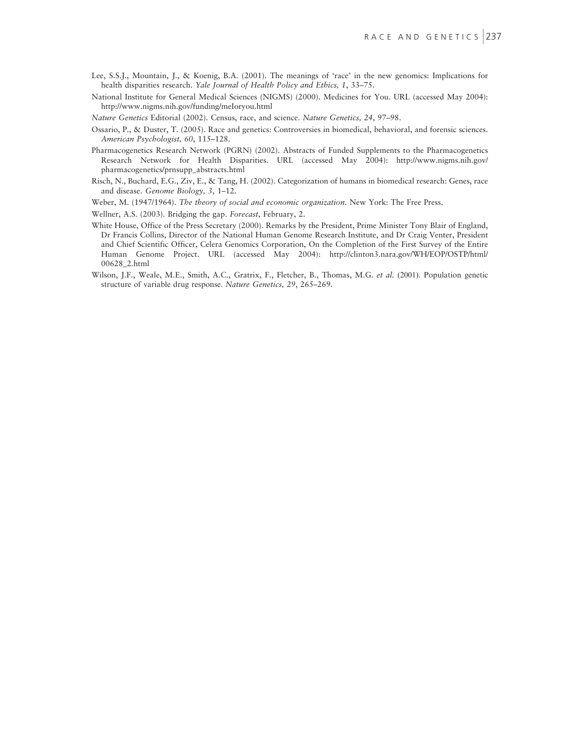Lee, S.S.J., Mountain, J., & Koenig, B.A. (2001). The meanings of 'race' in the new genomics: Implications for health disparities research. *Yale Journal of Health Policy and Ethics, 1*, 33–75.

National Institute for General Medical Sciences (NIGMS) (2000). Medicines for You. URL (accessed May 2004): http://www.nigms.nih.gov/funding/meIoryou.html

*Nature Genetics* Editorial (2002). Census, race, and science. *Nature Genetics, 24*, 97–98.

Ossario, P., & Duster, T. (2005). Race and genetics: Controversies in biomedical, behavioral, and forensic sciences. *American Psychologist, 60*, 115–128.

Pharmacogenetics Research Network (PGRN) (2002). Abstracts of Funded Supplements to the Pharmacogenetics Research Network for Health Disparities. URL (accessed May 2004): http://www.nigms.nih.gov/pharmacogenetics/prnsupp_abstracts.html

Risch, N., Buchard, E.G., Ziv, E., & Tang, H. (2002). Categorization of humans in biomedical research: Genes, race and disease. *Genome Biology, 3*, 1–12.

Weber, M. (1947/1964). *The theory of social and economic organization*. New York: The Free Press.

Wellner, A.S. (2003). Bridging the gap. *Forecast*, February, 2.

White House, Office of the Press Secretary (2000). Remarks by the President, Prime Minister Tony Blair of England, Dr Francis Collins, Director of the National Human Genome Research Institute, and Dr Craig Venter, President and Chief Scientific Officer, Celera Genomics Corporation, On the Completion of the First Survey of the Entire Human Genome Project. URL (accessed May 2004): http://clinton3.nara.gov/WH/EOP/OSTP/html/00628_2.html

Wilson, J.F., Weale, M.E., Smith, A.C., Gratrix, F., Fletcher, B., Thomas, M.G. *et al.* (2001). Population genetic structure of variable drug response. *Nature Genetics, 29*, 265–269.